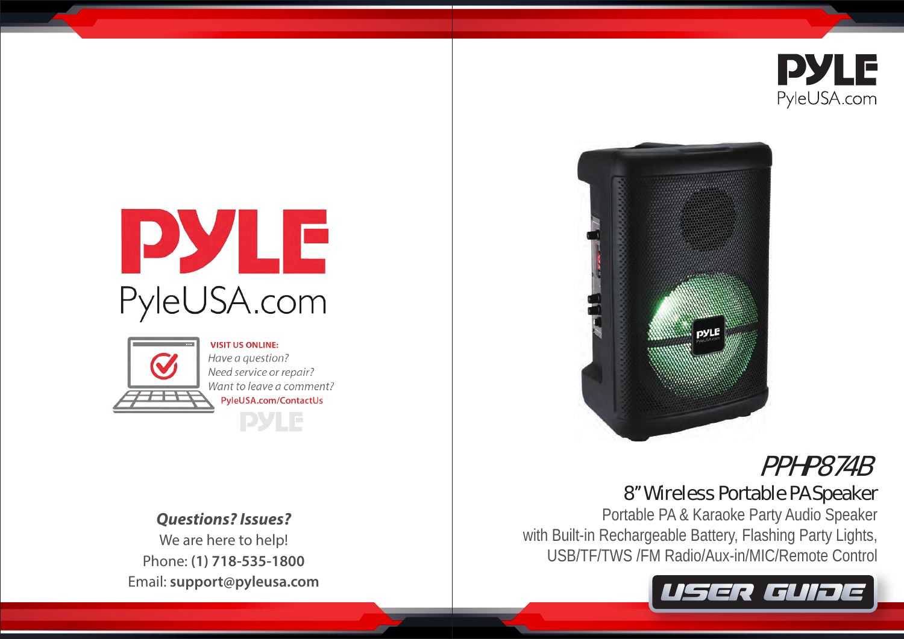# PYLE

PyleUSA.com

**VISIT US ONLINE:**

*Have a question?*
*Need service or repair?*
*Want to leave a comment?*

PyleUSA.com/ContactUs

***Questions? Issues?***

We are here to help!

Phone: **(1) 718-535-1800**

Email: **support@pyleusa.com**

# PYLE

PyleUSA.com

## *PPHP874B*

### 8" Wireless Portable PA Speaker

Portable PA & Karaoke Party Audio Speaker with Built-in Rechargeable Battery, Flashing Party Lights, USB/TF/TWS /FM Radio/Aux-in/MIC/Remote Control

**USER GUIDE**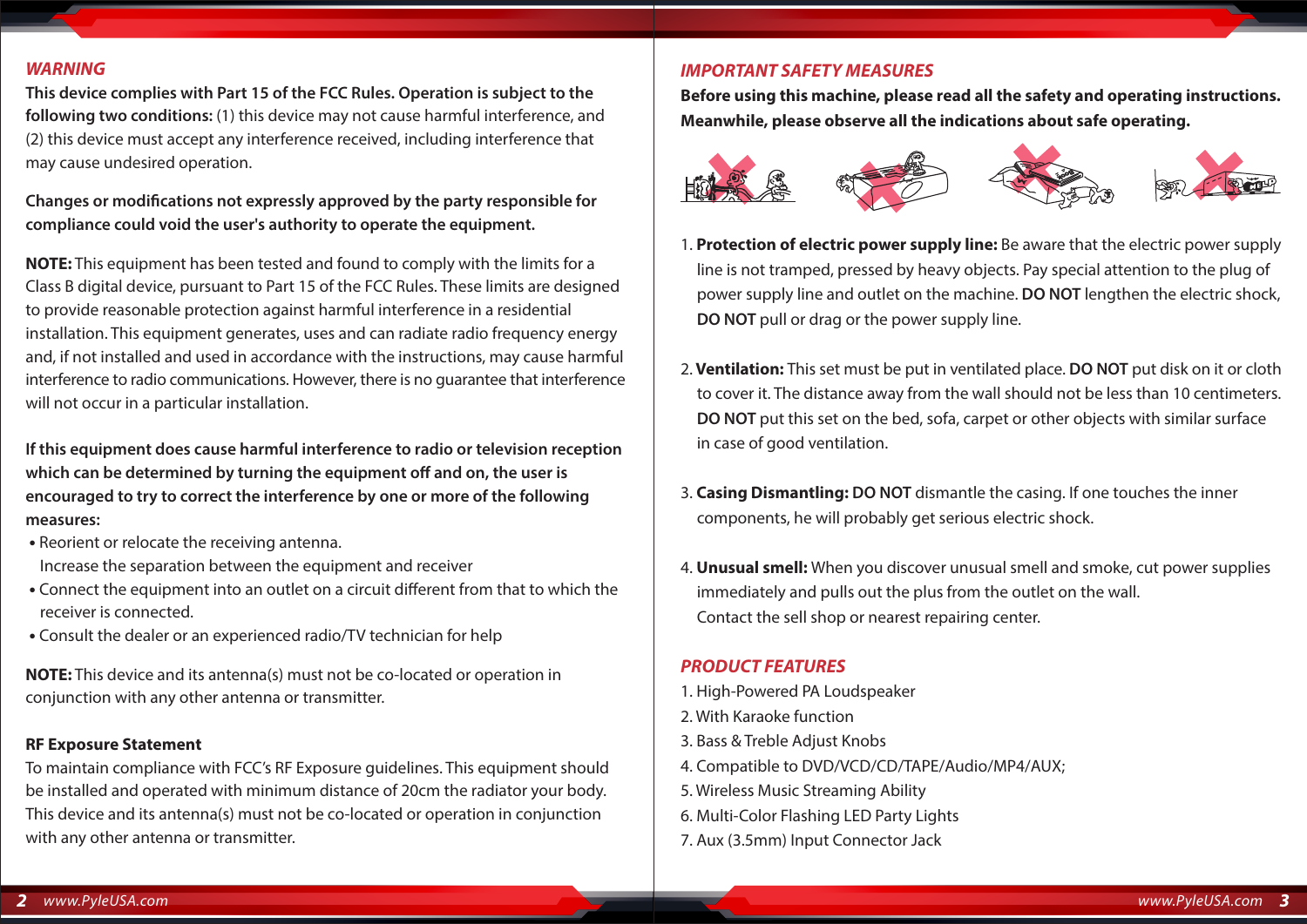## *WARNING*

**This device complies with Part 15 of the FCC Rules. Operation is subject to the following two conditions:** (1) this device may not cause harmful interference, and (2) this device must accept any interference received, including interference that may cause undesired operation.

**Changes or modifications not expressly approved by the party responsible for compliance could void the user's authority to operate the equipment.**

**NOTE:** This equipment has been tested and found to comply with the limits for a Class B digital device, pursuant to Part 15 of the FCC Rules. These limits are designed to provide reasonable protection against harmful interference in a residential installation. This equipment generates, uses and can radiate radio frequency energy and, if not installed and used in accordance with the instructions, may cause harmful interference to radio communications. However, there is no guarantee that interference will not occur in a particular installation.

**If this equipment does cause harmful interference to radio or television reception which can be determined by turning the equipment off and on, the user is encouraged to try to correct the interference by one or more of the following measures:**

- Reorient or relocate the receiving antenna.
  Increase the separation between the equipment and receiver
- Connect the equipment into an outlet on a circuit different from that to which the receiver is connected.
- Consult the dealer or an experienced radio/TV technician for help

**NOTE:** This device and its antenna(s) must not be co-located or operation in conjunction with any other antenna or transmitter.

**RF Exposure Statement**

To maintain compliance with FCC's RF Exposure guidelines. This equipment should be installed and operated with minimum distance of 20cm the radiator your body. This device and its antenna(s) must not be co-located or operation in conjunction with any other antenna or transmitter.

## *IMPORTANT SAFETY MEASURES*

**Before using this machine, please read all the safety and operating instructions. Meanwhile, please observe all the indications about safe operating.**

1. **Protection of electric power supply line:** Be aware that the electric power supply line is not tramped, pressed by heavy objects. Pay special attention to the plug of power supply line and outlet on the machine. **DO NOT** lengthen the electric shock, **DO NOT** pull or drag or the power supply line.

2. **Ventilation:** This set must be put in ventilated place. **DO NOT** put disk on it or cloth to cover it. The distance away from the wall should not be less than 10 centimeters. **DO NOT** put this set on the bed, sofa, carpet or other objects with similar surface in case of good ventilation.

3. **Casing Dismantling: DO NOT** dismantle the casing. If one touches the inner components, he will probably get serious electric shock.

4. **Unusual smell:** When you discover unusual smell and smoke, cut power supplies immediately and pulls out the plus from the outlet on the wall. Contact the sell shop or nearest repairing center.

## *PRODUCT FEATURES*

1. High-Powered PA Loudspeaker
2. With Karaoke function
3. Bass & Treble Adjust Knobs
4. Compatible to DVD/VCD/CD/TAPE/Audio/MP4/AUX;
5. Wireless Music Streaming Ability
6. Multi-Color Flashing LED Party Lights
7. Aux (3.5mm) Input Connector Jack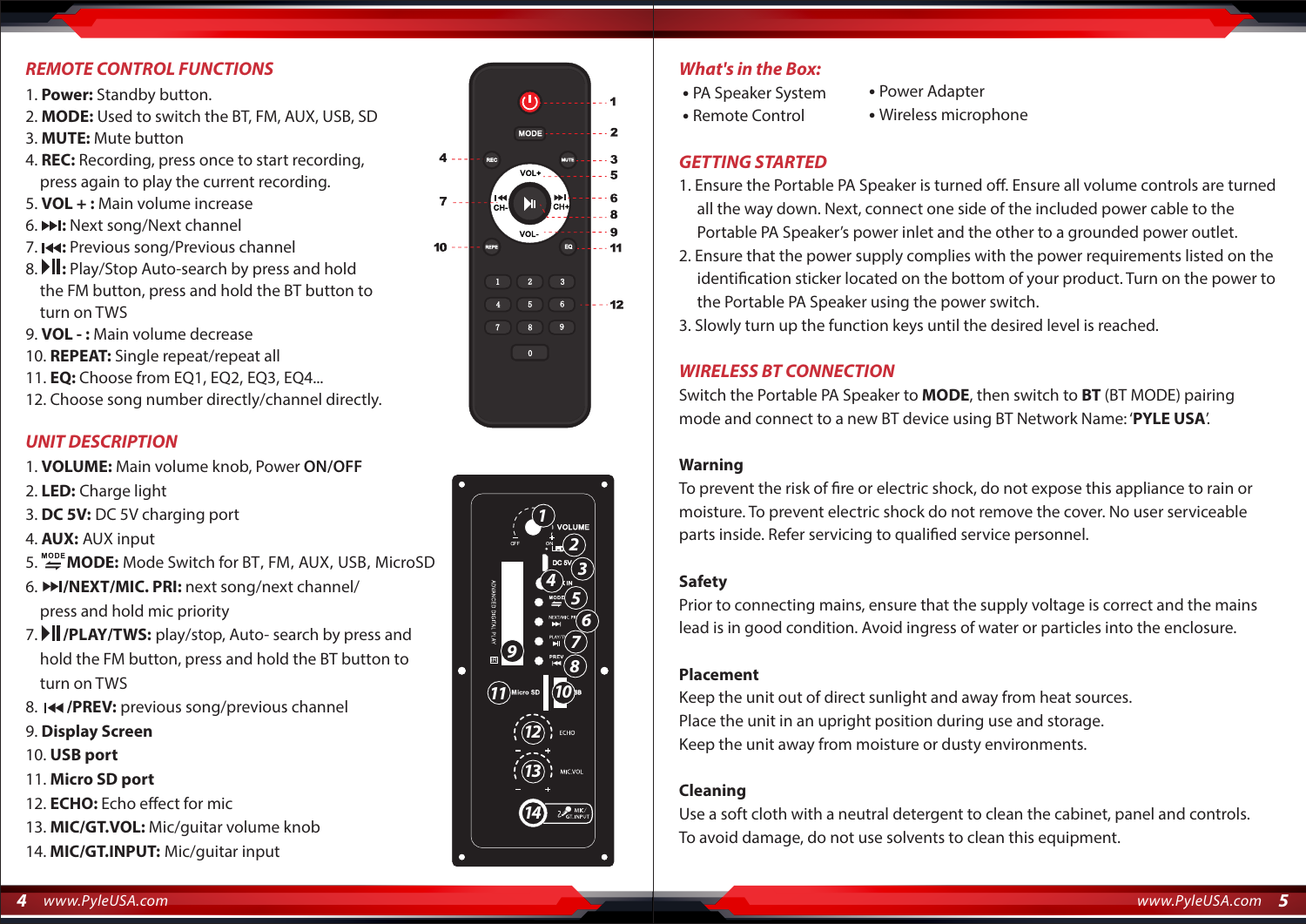## REMOTE CONTROL FUNCTIONS

1. **Power:** Standby button.
2. **MODE:** Used to switch the BT, FM, AUX, USB, SD
3. **MUTE:** Mute button
4. **REC:** Recording, press once to start recording, press again to play the current recording.
5. **VOL + :** Main volume increase
6. **▶▶I:** Next song/Next channel
7. **I◀◀:** Previous song/Previous channel
8. **▶II:** Play/Stop Auto-search by press and hold the FM button, press and hold the BT button to turn on TWS
9. **VOL - :** Main volume decrease
10. **REPEAT:** Single repeat/repeat all
11. **EQ:** Choose from EQ1, EQ2, EQ3, EQ4...
12. Choose song number directly/channel directly.

## UNIT DESCRIPTION

1. **VOLUME:** Main volume knob, Power **ON/OFF**
2. **LED:** Charge light
3. **DC 5V:** DC 5V charging port
4. **AUX:** AUX input
5. **MODE:** Mode Switch for BT, FM, AUX, USB, MicroSD
6. **▶▶I/NEXT/MIC. PRI:** next song/next channel/ press and hold mic priority
7. **▶II/PLAY/TWS:** play/stop, Auto- search by press and hold the FM button, press and hold the BT button to turn on TWS
8. **I◀◀/PREV:** previous song/previous channel
9. **Display Screen**
10. **USB port**
11. **Micro SD port**
12. **ECHO:** Echo effect for mic
13. **MIC/GT.VOL:** Mic/guitar volume knob
14. **MIC/GT.INPUT:** Mic/guitar input

## What's in the Box:

- PA Speaker System
- Remote Control
- Power Adapter
- Wireless microphone

## GETTING STARTED

1. Ensure the Portable PA Speaker is turned off. Ensure all volume controls are turned all the way down. Next, connect one side of the included power cable to the Portable PA Speaker's power inlet and the other to a grounded power outlet.
2. Ensure that the power supply complies with the power requirements listed on the identification sticker located on the bottom of your product. Turn on the power to the Portable PA Speaker using the power switch.
3. Slowly turn up the function keys until the desired level is reached.

## WIRELESS BT CONNECTION

Switch the Portable PA Speaker to **MODE**, then switch to **BT** (BT MODE) pairing mode and connect to a new BT device using BT Network Name: '**PYLE USA**'.

### Warning

To prevent the risk of fire or electric shock, do not expose this appliance to rain or moisture. To prevent electric shock do not remove the cover. No user serviceable parts inside. Refer servicing to qualified service personnel.

### Safety

Prior to connecting mains, ensure that the supply voltage is correct and the mains lead is in good condition. Avoid ingress of water or particles into the enclosure.

### Placement

Keep the unit out of direct sunlight and away from heat sources.
Place the unit in an upright position during use and storage.
Keep the unit away from moisture or dusty environments.

### Cleaning

Use a soft cloth with a neutral detergent to clean the cabinet, panel and controls.
To avoid damage, do not use solvents to clean this equipment.